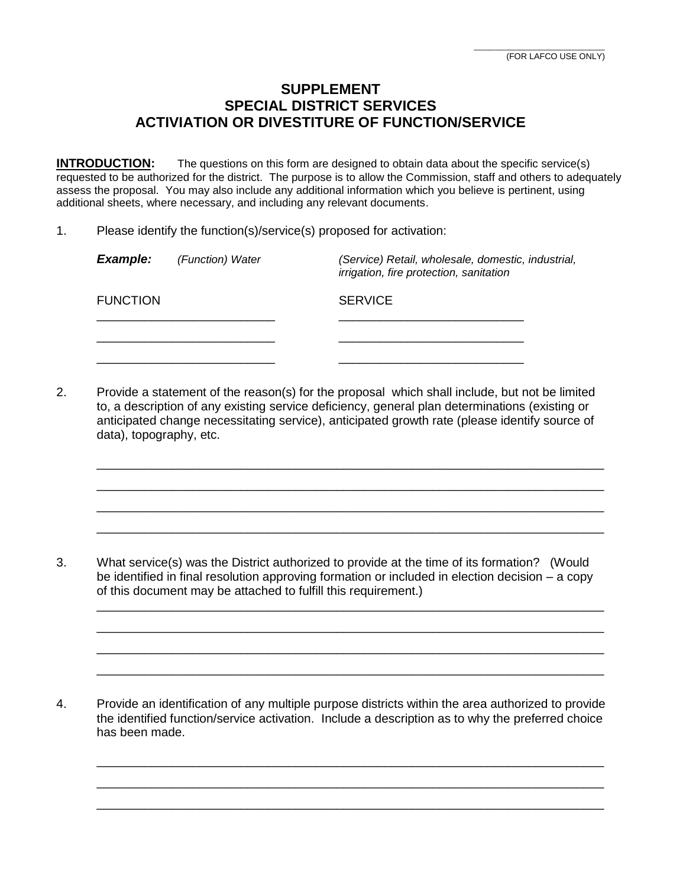_______________________
(FOR LAFCO USE ONLY)

# SUPPLEMENT
# SPECIAL DISTRICT SERVICES
# ACTIVIATION OR DIVESTITURE OF FUNCTION/SERVICE

**INTRODUCTION:** The questions on this form are designed to obtain data about the specific service(s) requested to be authorized for the district. The purpose is to allow the Commission, staff and others to adequately assess the proposal. You may also include any additional information which you believe is pertinent, using additional sheets, where necessary, and including any relevant documents.

1. Please identify the function(s)/service(s) proposed for activation:

   ***Example:*** *(Function) Water* *(Service) Retail, wholesale, domestic, industrial, irrigation, fire protection, sanitation*

   | FUNCTION | SERVICE |
   | --- | --- |
   | __________________________ | ___________________________ |
   | __________________________ | ___________________________ |
   | __________________________ | ___________________________ |

2. Provide a statement of the reason(s) for the proposal which shall include, but not be limited to, a description of any existing service deficiency, general plan determinations (existing or anticipated change necessitating service), anticipated growth rate (please identify source of data), topography, etc.

   ___________________________________________________________________________
   ___________________________________________________________________________
   ___________________________________________________________________________
   ___________________________________________________________________________

3. What service(s) was the District authorized to provide at the time of its formation? (Would be identified in final resolution approving formation or included in election decision – a copy of this document may be attached to fulfill this requirement.)

   ___________________________________________________________________________
   ___________________________________________________________________________
   ___________________________________________________________________________
   ___________________________________________________________________________

4. Provide an identification of any multiple purpose districts within the area authorized to provide the identified function/service activation. Include a description as to why the preferred choice has been made.

   ___________________________________________________________________________
   ___________________________________________________________________________
   ___________________________________________________________________________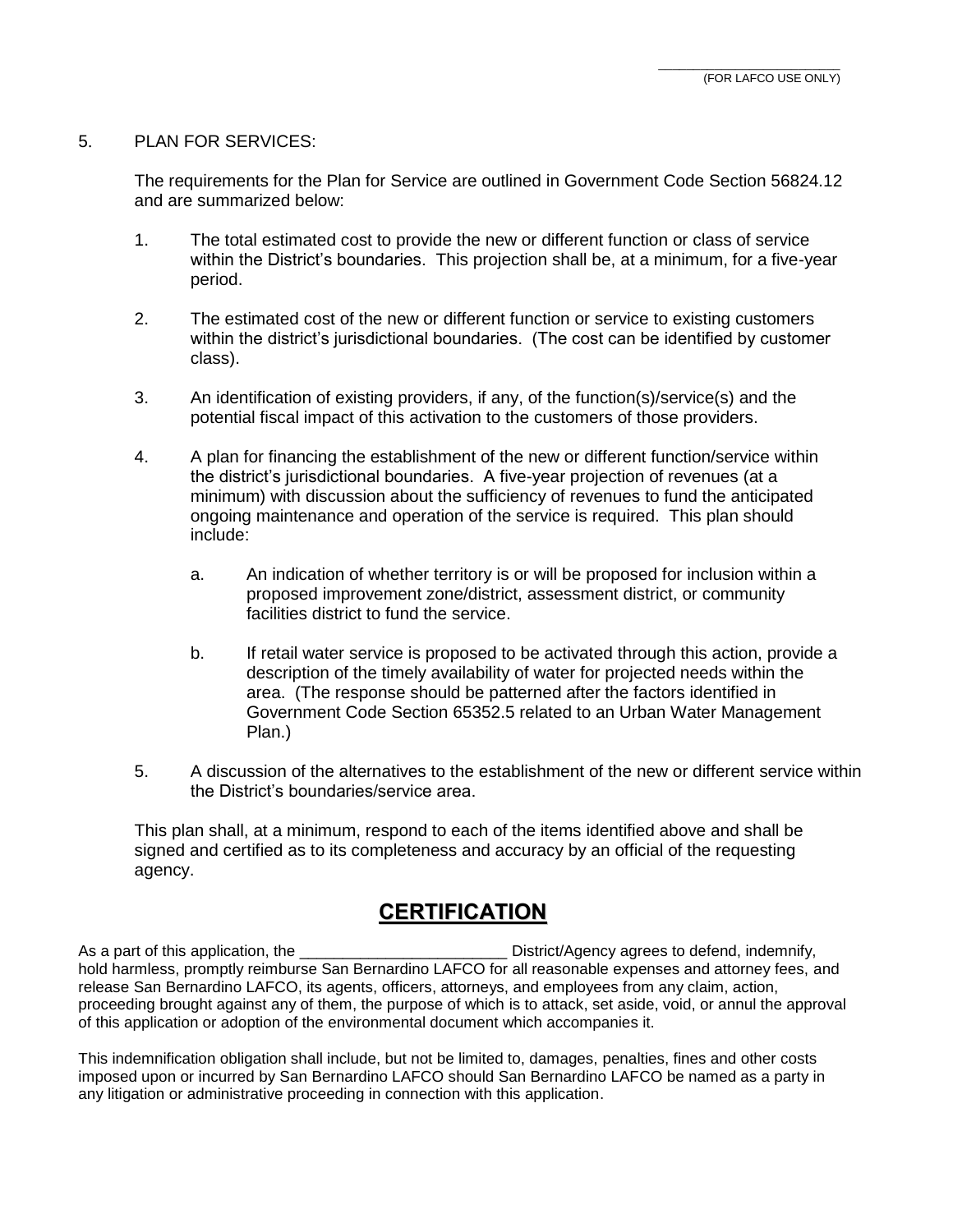_______________________
(FOR LAFCO USE ONLY)

5. PLAN FOR SERVICES:

The requirements for the Plan for Service are outlined in Government Code Section 56824.12 and are summarized below:

1. The total estimated cost to provide the new or different function or class of service within the District's boundaries. This projection shall be, at a minimum, for a five-year period.

2. The estimated cost of the new or different function or service to existing customers within the district's jurisdictional boundaries. (The cost can be identified by customer class).

3. An identification of existing providers, if any, of the function(s)/service(s) and the potential fiscal impact of this activation to the customers of those providers.

4. A plan for financing the establishment of the new or different function/service within the district's jurisdictional boundaries. A five-year projection of revenues (at a minimum) with discussion about the sufficiency of revenues to fund the anticipated ongoing maintenance and operation of the service is required. This plan should include:

    a. An indication of whether territory is or will be proposed for inclusion within a proposed improvement zone/district, assessment district, or community facilities district to fund the service.

    b. If retail water service is proposed to be activated through this action, provide a description of the timely availability of water for projected needs within the area. (The response should be patterned after the factors identified in Government Code Section 65352.5 related to an Urban Water Management Plan.)

5. A discussion of the alternatives to the establishment of the new or different service within the District's boundaries/service area.

This plan shall, at a minimum, respond to each of the items identified above and shall be signed and certified as to its completeness and accuracy by an official of the requesting agency.

## CERTIFICATION

As a part of this application, the ________________________ District/Agency agrees to defend, indemnify, hold harmless, promptly reimburse San Bernardino LAFCO for all reasonable expenses and attorney fees, and release San Bernardino LAFCO, its agents, officers, attorneys, and employees from any claim, action, proceeding brought against any of them, the purpose of which is to attack, set aside, void, or annul the approval of this application or adoption of the environmental document which accompanies it.

This indemnification obligation shall include, but not be limited to, damages, penalties, fines and other costs imposed upon or incurred by San Bernardino LAFCO should San Bernardino LAFCO be named as a party in any litigation or administrative proceeding in connection with this application.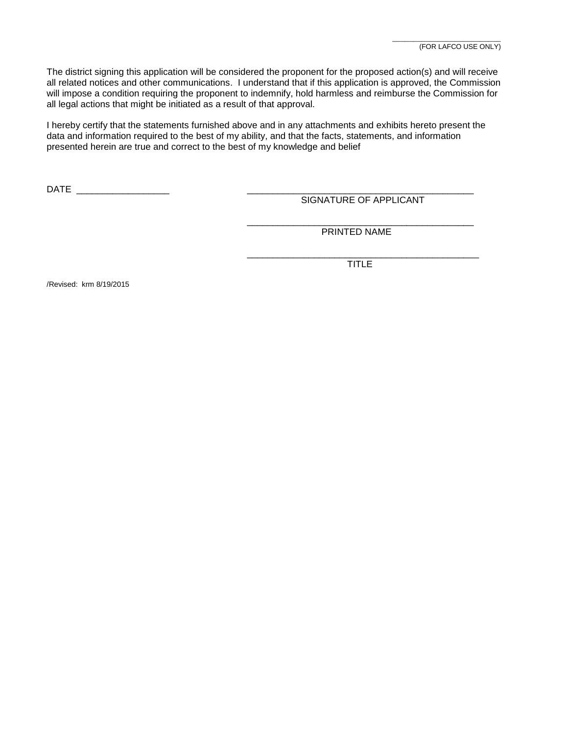\_\_\_\_\_\_\_\_\_\_\_\_\_\_\_\_\_\_\_\_\_\_\_\_
(FOR LAFCO USE ONLY)

The district signing this application will be considered the proponent for the proposed action(s) and will receive all related notices and other communications. I understand that if this application is approved, the Commission will impose a condition requiring the proponent to indemnify, hold harmless and reimburse the Commission for all legal actions that might be initiated as a result of that approval.

I hereby certify that the statements furnished above and in any attachments and exhibits hereto present the data and information required to the best of my ability, and that the facts, statements, and information presented herein are true and correct to the best of my knowledge and belief

DATE \_\_\_\_\_\_\_\_\_\_\_\_\_\_\_\_\_\_

\_\_\_\_\_\_\_\_\_\_\_\_\_\_\_\_\_\_\_\_\_\_\_\_\_\_\_\_\_\_\_\_\_\_\_\_\_\_\_\_\_\_\_\_
SIGNATURE OF APPLICANT

\_\_\_\_\_\_\_\_\_\_\_\_\_\_\_\_\_\_\_\_\_\_\_\_\_\_\_\_\_\_\_\_\_\_\_\_\_\_\_\_\_\_\_\_
PRINTED NAME

\_\_\_\_\_\_\_\_\_\_\_\_\_\_\_\_\_\_\_\_\_\_\_\_\_\_\_\_\_\_\_\_\_\_\_\_\_\_\_\_\_\_\_\_
TITLE

/Revised: krm 8/19/2015